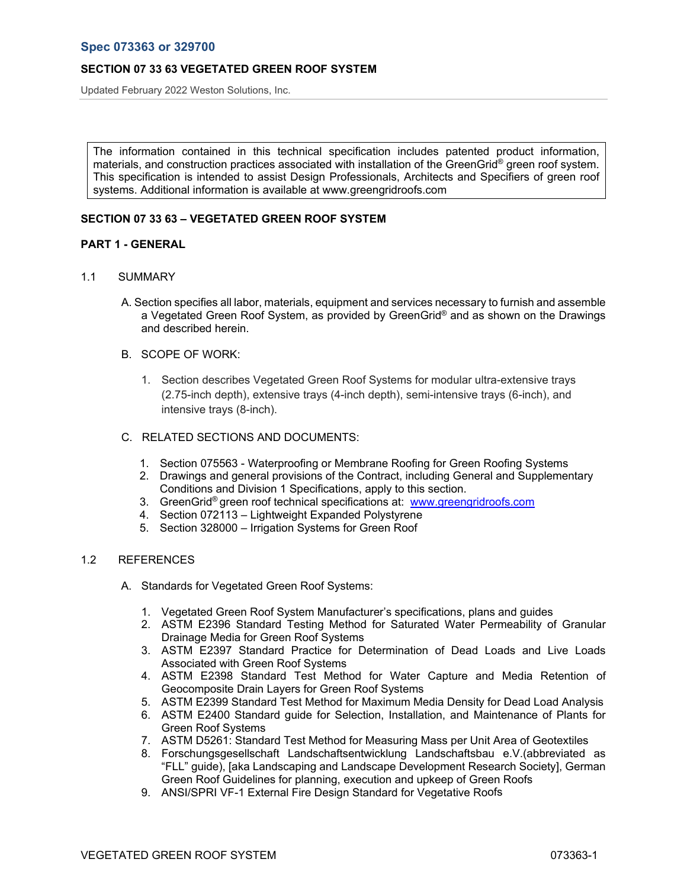**Spec 073363 or 329700**

**SECTION 07 33 63 VEGETATED GREEN ROOF SYSTEM**

Updated February 2022 Weston Solutions, Inc.

> The information contained in this technical specification includes patented product information, materials, and construction practices associated with installation of the GreenGrid® green roof system. This specification is intended to assist Design Professionals, Architects and Specifiers of green roof systems. Additional information is available at www.greengridroofs.com

## SECTION 07 33 63 – VEGETATED GREEN ROOF SYSTEM

### PART 1 - GENERAL

1.1 SUMMARY

A. Section specifies all labor, materials, equipment and services necessary to furnish and assemble a Vegetated Green Roof System, as provided by GreenGrid® and as shown on the Drawings and described herein.

B. SCOPE OF WORK:

1. Section describes Vegetated Green Roof Systems for modular ultra-extensive trays (2.75-inch depth), extensive trays (4-inch depth), semi-intensive trays (6-inch), and intensive trays (8-inch).

C. RELATED SECTIONS AND DOCUMENTS:

1. Section 075563 - Waterproofing or Membrane Roofing for Green Roofing Systems
2. Drawings and general provisions of the Contract, including General and Supplementary Conditions and Division 1 Specifications, apply to this section.
3. GreenGrid® green roof technical specifications at: www.greengridroofs.com
4. Section 072113 – Lightweight Expanded Polystyrene
5. Section 328000 – Irrigation Systems for Green Roof

1.2 REFERENCES

A. Standards for Vegetated Green Roof Systems:

1. Vegetated Green Roof System Manufacturer's specifications, plans and guides
2. ASTM E2396 Standard Testing Method for Saturated Water Permeability of Granular Drainage Media for Green Roof Systems
3. ASTM E2397 Standard Practice for Determination of Dead Loads and Live Loads Associated with Green Roof Systems
4. ASTM E2398 Standard Test Method for Water Capture and Media Retention of Geocomposite Drain Layers for Green Roof Systems
5. ASTM E2399 Standard Test Method for Maximum Media Density for Dead Load Analysis
6. ASTM E2400 Standard guide for Selection, Installation, and Maintenance of Plants for Green Roof Systems
7. ASTM D5261: Standard Test Method for Measuring Mass per Unit Area of Geotextiles
8. Forschungsgesellschaft Landschaftsentwicklung Landschaftsbau e.V.(abbreviated as "FLL" guide), [aka Landscaping and Landscape Development Research Society], German Green Roof Guidelines for planning, execution and upkeep of Green Roofs
9. ANSI/SPRI VF-1 External Fire Design Standard for Vegetative Roofs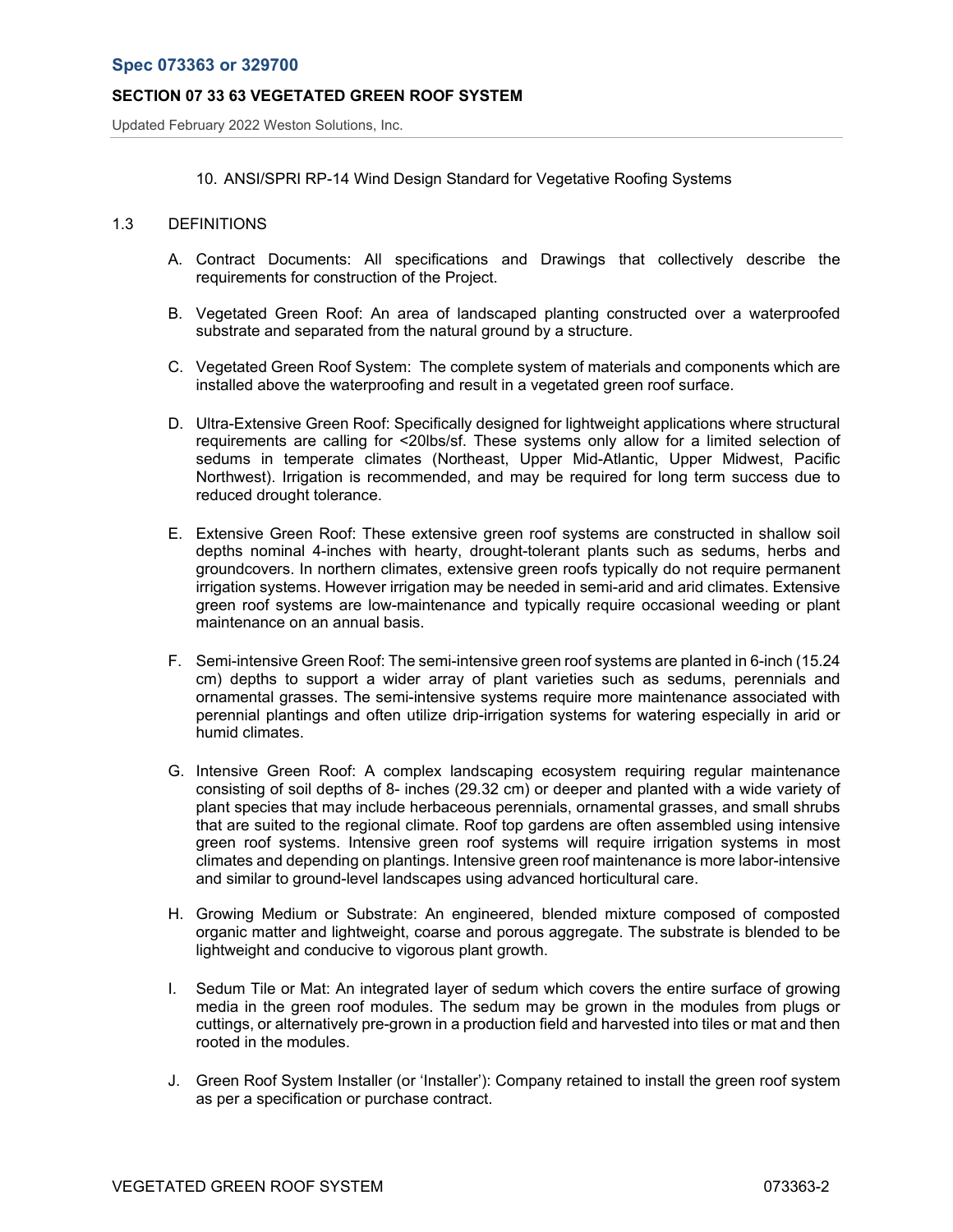10. ANSI/SPRI RP-14 Wind Design Standard for Vegetative Roofing Systems

1.3 DEFINITIONS

A. Contract Documents: All specifications and Drawings that collectively describe the requirements for construction of the Project.

B. Vegetated Green Roof: An area of landscaped planting constructed over a waterproofed substrate and separated from the natural ground by a structure.

C. Vegetated Green Roof System: The complete system of materials and components which are installed above the waterproofing and result in a vegetated green roof surface.

D. Ultra-Extensive Green Roof: Specifically designed for lightweight applications where structural requirements are calling for <20lbs/sf. These systems only allow for a limited selection of sedums in temperate climates (Northeast, Upper Mid-Atlantic, Upper Midwest, Pacific Northwest). Irrigation is recommended, and may be required for long term success due to reduced drought tolerance.

E. Extensive Green Roof: These extensive green roof systems are constructed in shallow soil depths nominal 4-inches with hearty, drought-tolerant plants such as sedums, herbs and groundcovers. In northern climates, extensive green roofs typically do not require permanent irrigation systems. However irrigation may be needed in semi-arid and arid climates. Extensive green roof systems are low-maintenance and typically require occasional weeding or plant maintenance on an annual basis.

F. Semi-intensive Green Roof: The semi-intensive green roof systems are planted in 6-inch (15.24 cm) depths to support a wider array of plant varieties such as sedums, perennials and ornamental grasses. The semi-intensive systems require more maintenance associated with perennial plantings and often utilize drip-irrigation systems for watering especially in arid or humid climates.

G. Intensive Green Roof: A complex landscaping ecosystem requiring regular maintenance consisting of soil depths of 8- inches (29.32 cm) or deeper and planted with a wide variety of plant species that may include herbaceous perennials, ornamental grasses, and small shrubs that are suited to the regional climate. Roof top gardens are often assembled using intensive green roof systems. Intensive green roof systems will require irrigation systems in most climates and depending on plantings. Intensive green roof maintenance is more labor-intensive and similar to ground-level landscapes using advanced horticultural care.

H. Growing Medium or Substrate: An engineered, blended mixture composed of composted organic matter and lightweight, coarse and porous aggregate. The substrate is blended to be lightweight and conducive to vigorous plant growth.

I. Sedum Tile or Mat: An integrated layer of sedum which covers the entire surface of growing media in the green roof modules. The sedum may be grown in the modules from plugs or cuttings, or alternatively pre-grown in a production field and harvested into tiles or mat and then rooted in the modules.

J. Green Roof System Installer (or 'Installer'): Company retained to install the green roof system as per a specification or purchase contract.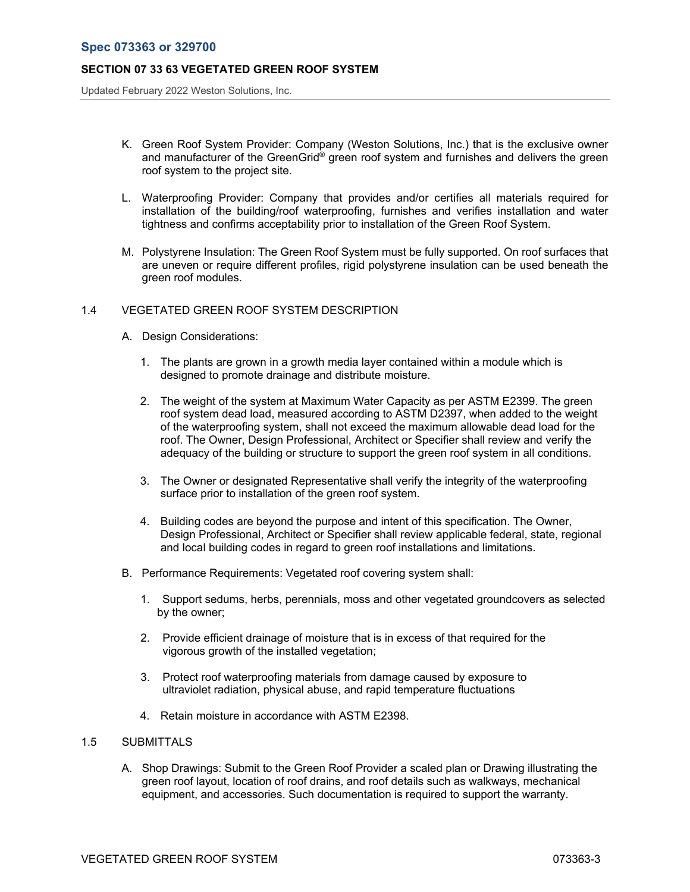K. Green Roof System Provider: Company (Weston Solutions, Inc.) that is the exclusive owner and manufacturer of the GreenGrid® green roof system and furnishes and delivers the green roof system to the project site.

L. Waterproofing Provider: Company that provides and/or certifies all materials required for installation of the building/roof waterproofing, furnishes and verifies installation and water tightness and confirms acceptability prior to installation of the Green Roof System.

M. Polystyrene Insulation: The Green Roof System must be fully supported. On roof surfaces that are uneven or require different profiles, rigid polystyrene insulation can be used beneath the green roof modules.

## 1.4 VEGETATED GREEN ROOF SYSTEM DESCRIPTION

A. Design Considerations:

1. The plants are grown in a growth media layer contained within a module which is designed to promote drainage and distribute moisture.

2. The weight of the system at Maximum Water Capacity as per ASTM E2399. The green roof system dead load, measured according to ASTM D2397, when added to the weight of the waterproofing system, shall not exceed the maximum allowable dead load for the roof. The Owner, Design Professional, Architect or Specifier shall review and verify the adequacy of the building or structure to support the green roof system in all conditions.

3. The Owner or designated Representative shall verify the integrity of the waterproofing surface prior to installation of the green roof system.

4. Building codes are beyond the purpose and intent of this specification. The Owner, Design Professional, Architect or Specifier shall review applicable federal, state, regional and local building codes in regard to green roof installations and limitations.

B. Performance Requirements: Vegetated roof covering system shall:

1. Support sedums, herbs, perennials, moss and other vegetated groundcovers as selected by the owner;

2. Provide efficient drainage of moisture that is in excess of that required for the vigorous growth of the installed vegetation;

3. Protect roof waterproofing materials from damage caused by exposure to ultraviolet radiation, physical abuse, and rapid temperature fluctuations

4. Retain moisture in accordance with ASTM E2398.

## 1.5 SUBMITTALS

A. Shop Drawings: Submit to the Green Roof Provider a scaled plan or Drawing illustrating the green roof layout, location of roof drains, and roof details such as walkways, mechanical equipment, and accessories. Such documentation is required to support the warranty.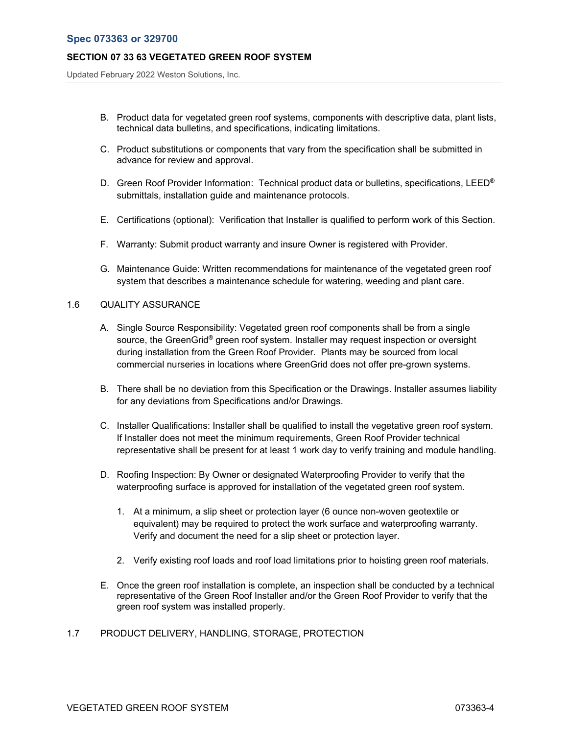B. Product data for vegetated green roof systems, components with descriptive data, plant lists, technical data bulletins, and specifications, indicating limitations.

C. Product substitutions or components that vary from the specification shall be submitted in advance for review and approval.

D. Green Roof Provider Information: Technical product data or bulletins, specifications, LEED® submittals, installation guide and maintenance protocols.

E. Certifications (optional): Verification that Installer is qualified to perform work of this Section.

F. Warranty: Submit product warranty and insure Owner is registered with Provider.

G. Maintenance Guide: Written recommendations for maintenance of the vegetated green roof system that describes a maintenance schedule for watering, weeding and plant care.

1.6 QUALITY ASSURANCE

A. Single Source Responsibility: Vegetated green roof components shall be from a single source, the GreenGrid® green roof system. Installer may request inspection or oversight during installation from the Green Roof Provider. Plants may be sourced from local commercial nurseries in locations where GreenGrid does not offer pre-grown systems.

B. There shall be no deviation from this Specification or the Drawings. Installer assumes liability for any deviations from Specifications and/or Drawings.

C. Installer Qualifications: Installer shall be qualified to install the vegetative green roof system. If Installer does not meet the minimum requirements, Green Roof Provider technical representative shall be present for at least 1 work day to verify training and module handling.

D. Roofing Inspection: By Owner or designated Waterproofing Provider to verify that the waterproofing surface is approved for installation of the vegetated green roof system.

   1. At a minimum, a slip sheet or protection layer (6 ounce non-woven geotextile or equivalent) may be required to protect the work surface and waterproofing warranty. Verify and document the need for a slip sheet or protection layer.

   2. Verify existing roof loads and roof load limitations prior to hoisting green roof materials.

E. Once the green roof installation is complete, an inspection shall be conducted by a technical representative of the Green Roof Installer and/or the Green Roof Provider to verify that the green roof system was installed properly.

1.7 PRODUCT DELIVERY, HANDLING, STORAGE, PROTECTION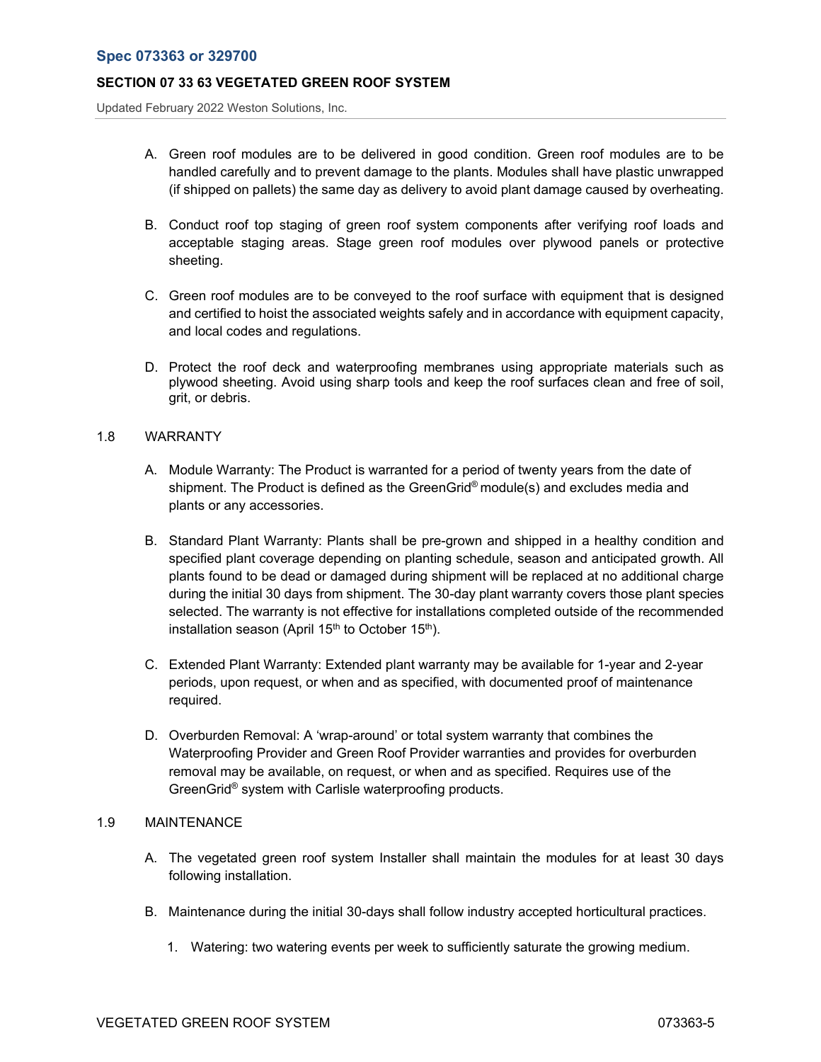A. Green roof modules are to be delivered in good condition. Green roof modules are to be handled carefully and to prevent damage to the plants. Modules shall have plastic unwrapped (if shipped on pallets) the same day as delivery to avoid plant damage caused by overheating.

B. Conduct roof top staging of green roof system components after verifying roof loads and acceptable staging areas. Stage green roof modules over plywood panels or protective sheeting.

C. Green roof modules are to be conveyed to the roof surface with equipment that is designed and certified to hoist the associated weights safely and in accordance with equipment capacity, and local codes and regulations.

D. Protect the roof deck and waterproofing membranes using appropriate materials such as plywood sheeting. Avoid using sharp tools and keep the roof surfaces clean and free of soil, grit, or debris.

## 1.8 WARRANTY

A. Module Warranty: The Product is warranted for a period of twenty years from the date of shipment. The Product is defined as the GreenGrid® module(s) and excludes media and plants or any accessories.

B. Standard Plant Warranty: Plants shall be pre-grown and shipped in a healthy condition and specified plant coverage depending on planting schedule, season and anticipated growth. All plants found to be dead or damaged during shipment will be replaced at no additional charge during the initial 30 days from shipment. The 30-day plant warranty covers those plant species selected. The warranty is not effective for installations completed outside of the recommended installation season (April 15th to October 15th).

C. Extended Plant Warranty: Extended plant warranty may be available for 1-year and 2-year periods, upon request, or when and as specified, with documented proof of maintenance required.

D. Overburden Removal: A 'wrap-around' or total system warranty that combines the Waterproofing Provider and Green Roof Provider warranties and provides for overburden removal may be available, on request, or when and as specified. Requires use of the GreenGrid® system with Carlisle waterproofing products.

## 1.9 MAINTENANCE

A. The vegetated green roof system Installer shall maintain the modules for at least 30 days following installation.

B. Maintenance during the initial 30-days shall follow industry accepted horticultural practices.

   1. Watering: two watering events per week to sufficiently saturate the growing medium.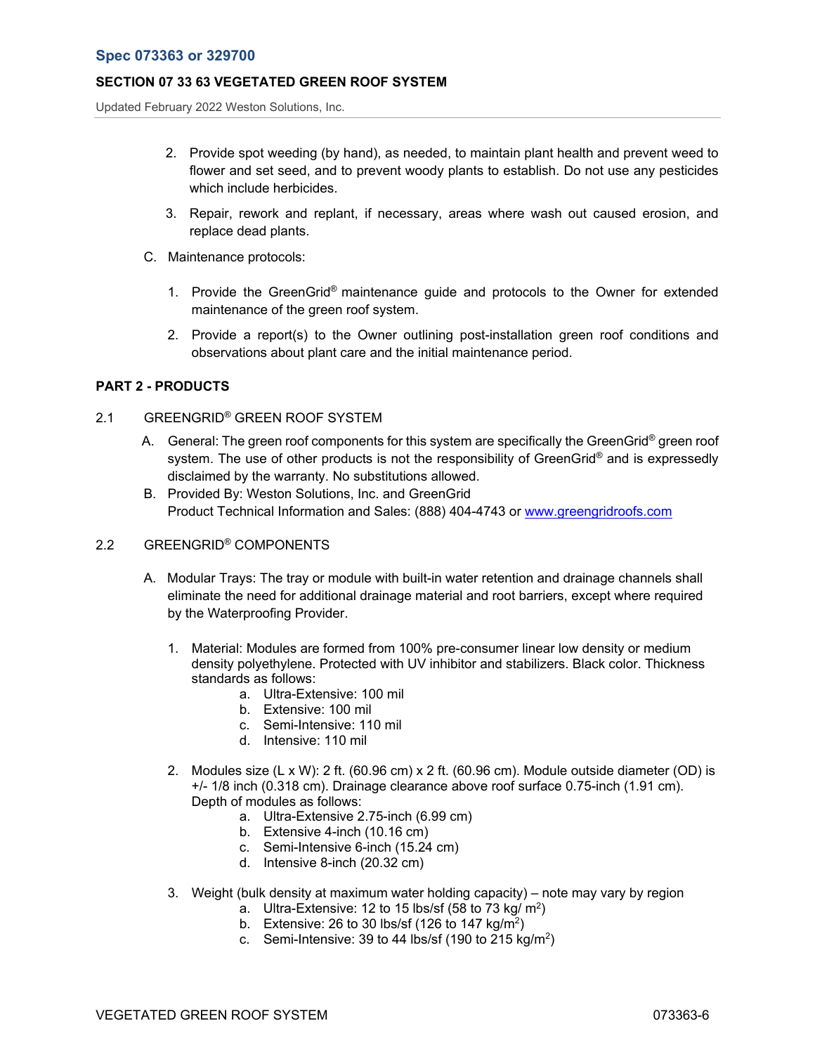2. Provide spot weeding (by hand), as needed, to maintain plant health and prevent weed to flower and set seed, and to prevent woody plants to establish. Do not use any pesticides which include herbicides.

3. Repair, rework and replant, if necessary, areas where wash out caused erosion, and replace dead plants.

C. Maintenance protocols:

1. Provide the GreenGrid® maintenance guide and protocols to the Owner for extended maintenance of the green roof system.

2. Provide a report(s) to the Owner outlining post-installation green roof conditions and observations about plant care and the initial maintenance period.

## PART 2 - PRODUCTS

### 2.1 GREENGRID® GREEN ROOF SYSTEM

A. General: The green roof components for this system are specifically the GreenGrid® green roof system. The use of other products is not the responsibility of GreenGrid® and is expressedly disclaimed by the warranty. No substitutions allowed.

B. Provided By: Weston Solutions, Inc. and GreenGrid
Product Technical Information and Sales: (888) 404-4743 or www.greengridroofs.com

### 2.2 GREENGRID® COMPONENTS

A. Modular Trays: The tray or module with built-in water retention and drainage channels shall eliminate the need for additional drainage material and root barriers, except where required by the Waterproofing Provider.

1. Material: Modules are formed from 100% pre-consumer linear low density or medium density polyethylene. Protected with UV inhibitor and stabilizers. Black color. Thickness standards as follows:
   a. Ultra-Extensive: 100 mil
   b. Extensive: 100 mil
   c. Semi-Intensive: 110 mil
   d. Intensive: 110 mil

2. Modules size (L x W): 2 ft. (60.96 cm) x 2 ft. (60.96 cm). Module outside diameter (OD) is +/- 1/8 inch (0.318 cm). Drainage clearance above roof surface 0.75-inch (1.91 cm). Depth of modules as follows:
   a. Ultra-Extensive 2.75-inch (6.99 cm)
   b. Extensive 4-inch (10.16 cm)
   c. Semi-Intensive 6-inch (15.24 cm)
   d. Intensive 8-inch (20.32 cm)

3. Weight (bulk density at maximum water holding capacity) – note may vary by region
   a. Ultra-Extensive: 12 to 15 lbs/sf (58 to 73 kg/ $m^2$)
   b. Extensive: 26 to 30 lbs/sf (126 to 147 kg/$m^2$)
   c. Semi-Intensive: 39 to 44 lbs/sf (190 to 215 kg/$m^2$)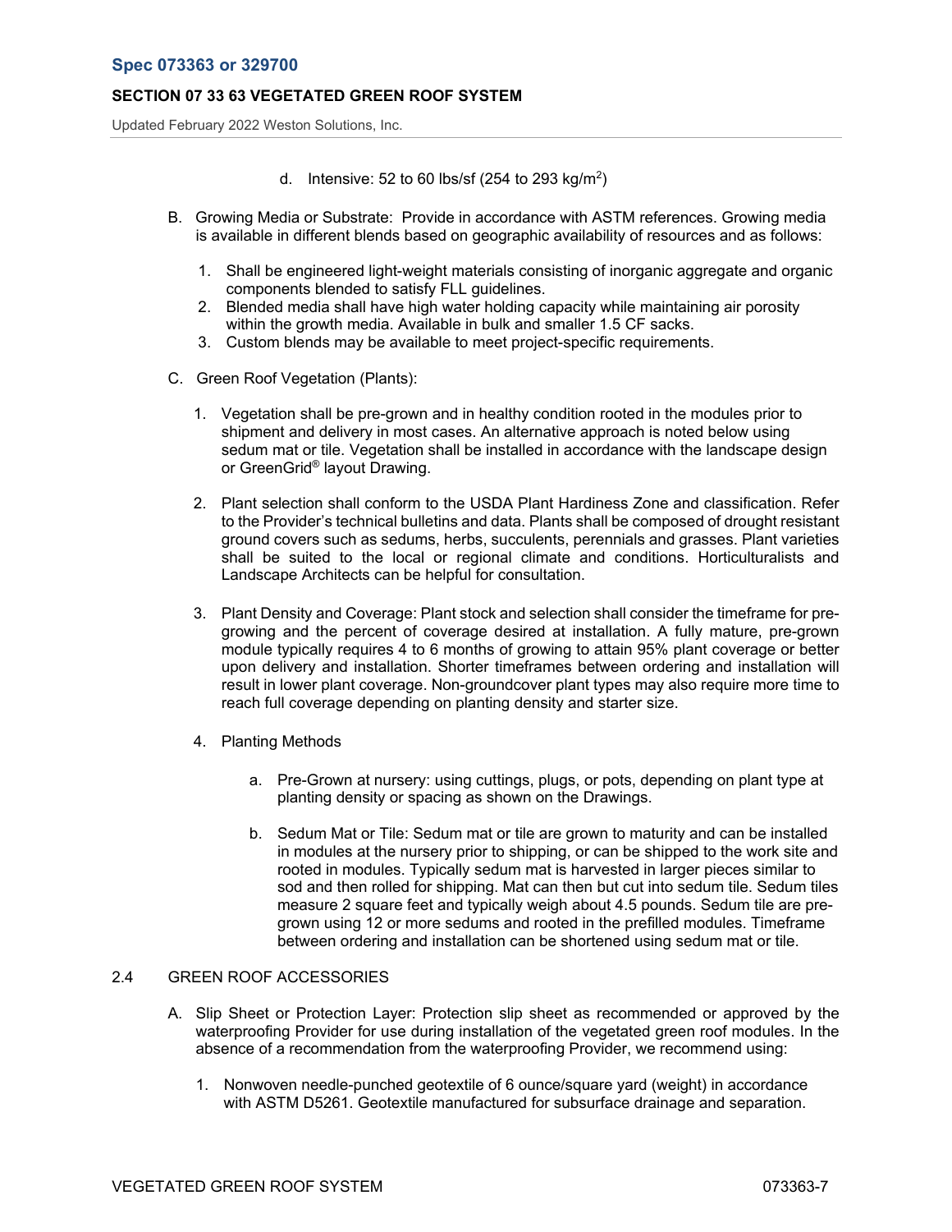d. Intensive: 52 to 60 lbs/sf (254 to 293 kg/m$^2$)

B. Growing Media or Substrate: Provide in accordance with ASTM references. Growing media is available in different blends based on geographic availability of resources and as follows:

1. Shall be engineered light-weight materials consisting of inorganic aggregate and organic components blended to satisfy FLL guidelines.
2. Blended media shall have high water holding capacity while maintaining air porosity within the growth media. Available in bulk and smaller 1.5 CF sacks.
3. Custom blends may be available to meet project-specific requirements.

C. Green Roof Vegetation (Plants):

1. Vegetation shall be pre-grown and in healthy condition rooted in the modules prior to shipment and delivery in most cases. An alternative approach is noted below using sedum mat or tile. Vegetation shall be installed in accordance with the landscape design or GreenGrid® layout Drawing.

2. Plant selection shall conform to the USDA Plant Hardiness Zone and classification. Refer to the Provider's technical bulletins and data. Plants shall be composed of drought resistant ground covers such as sedums, herbs, succulents, perennials and grasses. Plant varieties shall be suited to the local or regional climate and conditions. Horticulturalists and Landscape Architects can be helpful for consultation.

3. Plant Density and Coverage: Plant stock and selection shall consider the timeframe for pre-growing and the percent of coverage desired at installation. A fully mature, pre-grown module typically requires 4 to 6 months of growing to attain 95% plant coverage or better upon delivery and installation. Shorter timeframes between ordering and installation will result in lower plant coverage. Non-groundcover plant types may also require more time to reach full coverage depending on planting density and starter size.

4. Planting Methods

   a. Pre-Grown at nursery: using cuttings, plugs, or pots, depending on plant type at planting density or spacing as shown on the Drawings.

   b. Sedum Mat or Tile: Sedum mat or tile are grown to maturity and can be installed in modules at the nursery prior to shipping, or can be shipped to the work site and rooted in modules. Typically sedum mat is harvested in larger pieces similar to sod and then rolled for shipping. Mat can then but cut into sedum tile. Sedum tiles measure 2 square feet and typically weigh about 4.5 pounds. Sedum tile are pre-grown using 12 or more sedums and rooted in the prefilled modules. Timeframe between ordering and installation can be shortened using sedum mat or tile.

### 2.4 GREEN ROOF ACCESSORIES

A. Slip Sheet or Protection Layer: Protection slip sheet as recommended or approved by the waterproofing Provider for use during installation of the vegetated green roof modules. In the absence of a recommendation from the waterproofing Provider, we recommend using:

1. Nonwoven needle-punched geotextile of 6 ounce/square yard (weight) in accordance with ASTM D5261. Geotextile manufactured for subsurface drainage and separation.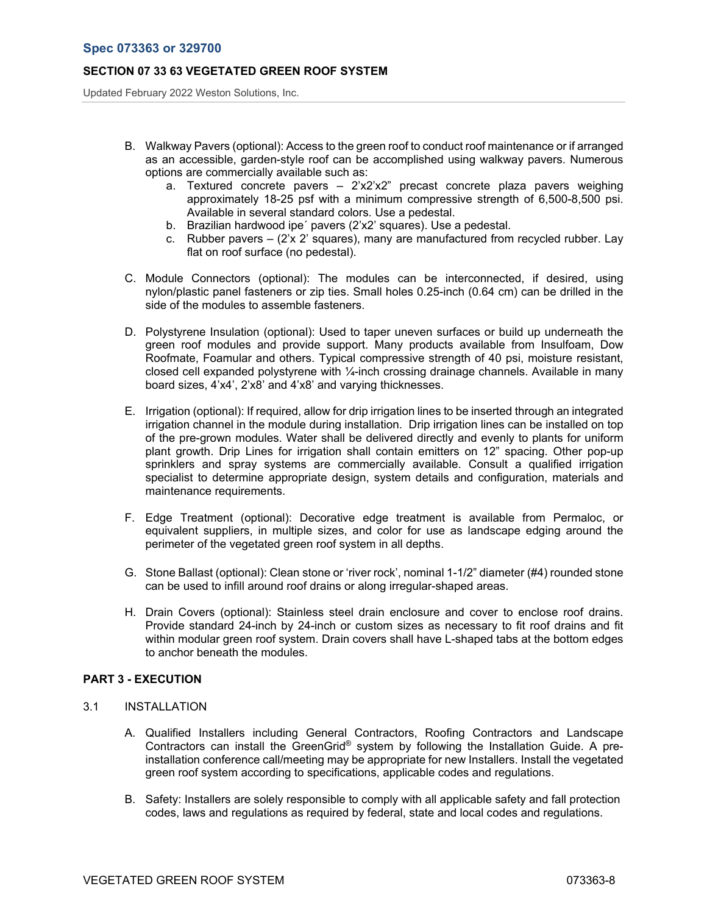B. Walkway Pavers (optional): Access to the green roof to conduct roof maintenance or if arranged as an accessible, garden-style roof can be accomplished using walkway pavers. Numerous options are commercially available such as:
   a. Textured concrete pavers – 2'x2'x2" precast concrete plaza pavers weighing approximately 18-25 psf with a minimum compressive strength of 6,500-8,500 psi. Available in several standard colors. Use a pedestal.
   b. Brazilian hardwood ipe´ pavers (2'x2' squares). Use a pedestal.
   c. Rubber pavers – (2'x 2' squares), many are manufactured from recycled rubber. Lay flat on roof surface (no pedestal).

C. Module Connectors (optional): The modules can be interconnected, if desired, using nylon/plastic panel fasteners or zip ties. Small holes 0.25-inch (0.64 cm) can be drilled in the side of the modules to assemble fasteners.

D. Polystyrene Insulation (optional): Used to taper uneven surfaces or build up underneath the green roof modules and provide support. Many products available from Insulfoam, Dow Roofmate, Foamular and others. Typical compressive strength of 40 psi, moisture resistant, closed cell expanded polystyrene with ¼-inch crossing drainage channels. Available in many board sizes, 4'x4', 2'x8' and 4'x8' and varying thicknesses.

E. Irrigation (optional): If required, allow for drip irrigation lines to be inserted through an integrated irrigation channel in the module during installation. Drip irrigation lines can be installed on top of the pre-grown modules. Water shall be delivered directly and evenly to plants for uniform plant growth. Drip Lines for irrigation shall contain emitters on 12" spacing. Other pop-up sprinklers and spray systems are commercially available. Consult a qualified irrigation specialist to determine appropriate design, system details and configuration, materials and maintenance requirements.

F. Edge Treatment (optional): Decorative edge treatment is available from Permaloc, or equivalent suppliers, in multiple sizes, and color for use as landscape edging around the perimeter of the vegetated green roof system in all depths.

G. Stone Ballast (optional): Clean stone or 'river rock', nominal 1-1/2" diameter (#4) rounded stone can be used to infill around roof drains or along irregular-shaped areas.

H. Drain Covers (optional): Stainless steel drain enclosure and cover to enclose roof drains. Provide standard 24-inch by 24-inch or custom sizes as necessary to fit roof drains and fit within modular green roof system. Drain covers shall have L-shaped tabs at the bottom edges to anchor beneath the modules.

## PART 3 - EXECUTION

### 3.1 INSTALLATION

A. Qualified Installers including General Contractors, Roofing Contractors and Landscape Contractors can install the GreenGrid® system by following the Installation Guide. A pre-installation conference call/meeting may be appropriate for new Installers. Install the vegetated green roof system according to specifications, applicable codes and regulations.

B. Safety: Installers are solely responsible to comply with all applicable safety and fall protection codes, laws and regulations as required by federal, state and local codes and regulations.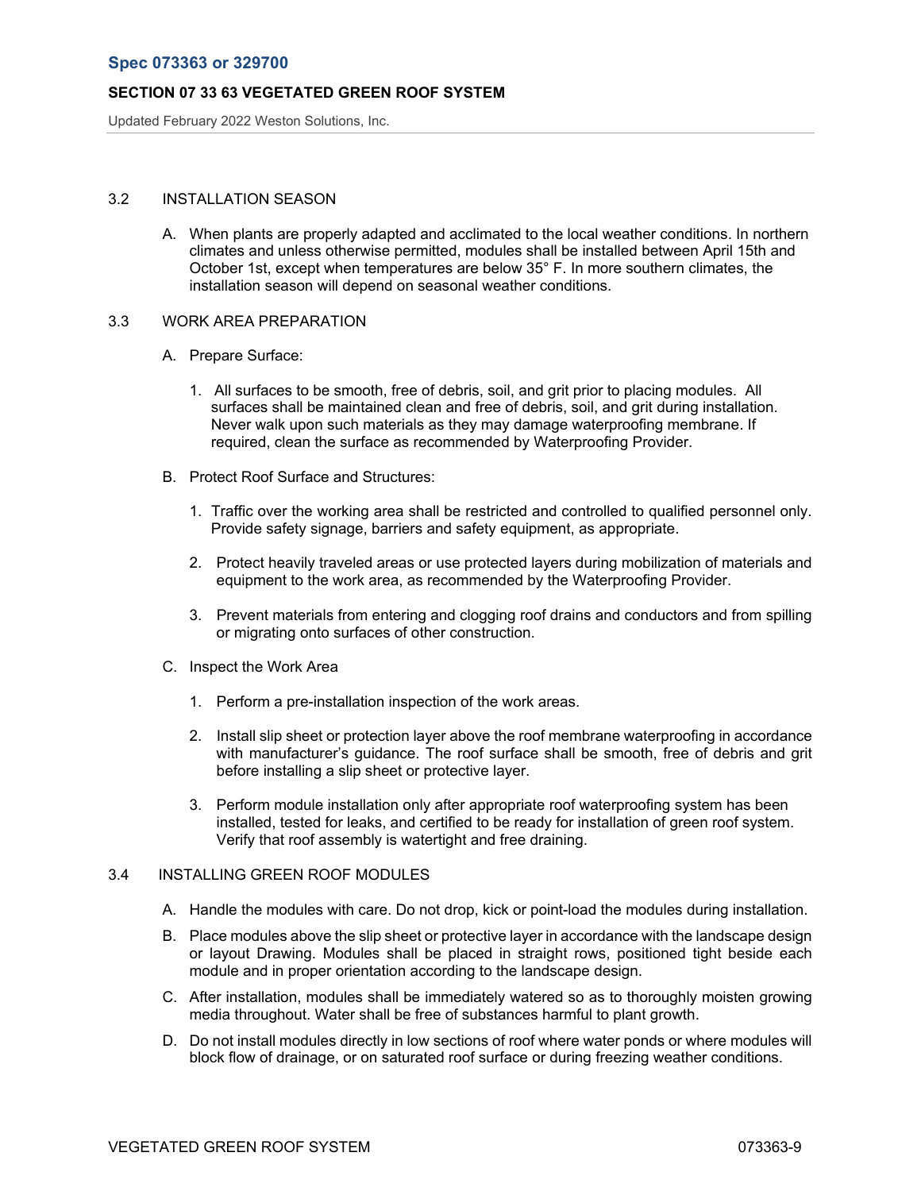3.2 INSTALLATION SEASON

A. When plants are properly adapted and acclimated to the local weather conditions. In northern climates and unless otherwise permitted, modules shall be installed between April 15th and October 1st, except when temperatures are below 35° F. In more southern climates, the installation season will depend on seasonal weather conditions.

3.3 WORK AREA PREPARATION

A. Prepare Surface:

1. All surfaces to be smooth, free of debris, soil, and grit prior to placing modules. All surfaces shall be maintained clean and free of debris, soil, and grit during installation. Never walk upon such materials as they may damage waterproofing membrane. If required, clean the surface as recommended by Waterproofing Provider.

B. Protect Roof Surface and Structures:

1. Traffic over the working area shall be restricted and controlled to qualified personnel only. Provide safety signage, barriers and safety equipment, as appropriate.

2. Protect heavily traveled areas or use protected layers during mobilization of materials and equipment to the work area, as recommended by the Waterproofing Provider.

3. Prevent materials from entering and clogging roof drains and conductors and from spilling or migrating onto surfaces of other construction.

C. Inspect the Work Area

1. Perform a pre-installation inspection of the work areas.

2. Install slip sheet or protection layer above the roof membrane waterproofing in accordance with manufacturer's guidance. The roof surface shall be smooth, free of debris and grit before installing a slip sheet or protective layer.

3. Perform module installation only after appropriate roof waterproofing system has been installed, tested for leaks, and certified to be ready for installation of green roof system. Verify that roof assembly is watertight and free draining.

3.4 INSTALLING GREEN ROOF MODULES

A. Handle the modules with care. Do not drop, kick or point-load the modules during installation.

B. Place modules above the slip sheet or protective layer in accordance with the landscape design or layout Drawing. Modules shall be placed in straight rows, positioned tight beside each module and in proper orientation according to the landscape design.

C. After installation, modules shall be immediately watered so as to thoroughly moisten growing media throughout. Water shall be free of substances harmful to plant growth.

D. Do not install modules directly in low sections of roof where water ponds or where modules will block flow of drainage, or on saturated roof surface or during freezing weather conditions.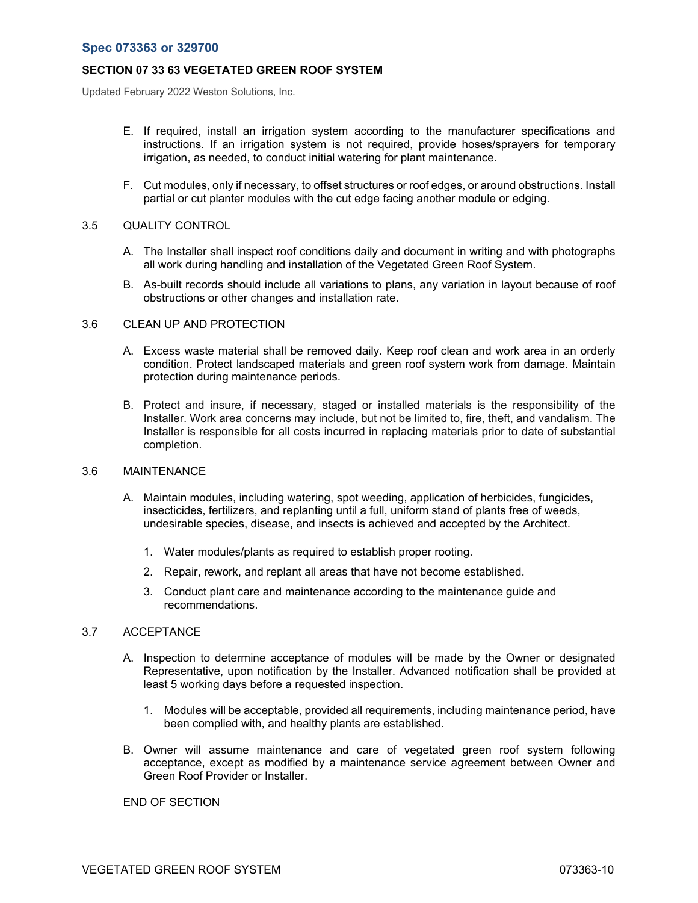E. If required, install an irrigation system according to the manufacturer specifications and instructions. If an irrigation system is not required, provide hoses/sprayers for temporary irrigation, as needed, to conduct initial watering for plant maintenance.

F. Cut modules, only if necessary, to offset structures or roof edges, or around obstructions. Install partial or cut planter modules with the cut edge facing another module or edging.

## 3.5 QUALITY CONTROL

A. The Installer shall inspect roof conditions daily and document in writing and with photographs all work during handling and installation of the Vegetated Green Roof System.

B. As-built records should include all variations to plans, any variation in layout because of roof obstructions or other changes and installation rate.

## 3.6 CLEAN UP AND PROTECTION

A. Excess waste material shall be removed daily. Keep roof clean and work area in an orderly condition. Protect landscaped materials and green roof system work from damage. Maintain protection during maintenance periods.

B. Protect and insure, if necessary, staged or installed materials is the responsibility of the Installer. Work area concerns may include, but not be limited to, fire, theft, and vandalism. The Installer is responsible for all costs incurred in replacing materials prior to date of substantial completion.

## 3.6 MAINTENANCE

A. Maintain modules, including watering, spot weeding, application of herbicides, fungicides, insecticides, fertilizers, and replanting until a full, uniform stand of plants free of weeds, undesirable species, disease, and insects is achieved and accepted by the Architect.

   1. Water modules/plants as required to establish proper rooting.

   2. Repair, rework, and replant all areas that have not become established.

   3. Conduct plant care and maintenance according to the maintenance guide and recommendations.

## 3.7 ACCEPTANCE

A. Inspection to determine acceptance of modules will be made by the Owner or designated Representative, upon notification by the Installer. Advanced notification shall be provided at least 5 working days before a requested inspection.

   1. Modules will be acceptable, provided all requirements, including maintenance period, have been complied with, and healthy plants are established.

B. Owner will assume maintenance and care of vegetated green roof system following acceptance, except as modified by a maintenance service agreement between Owner and Green Roof Provider or Installer.

END OF SECTION